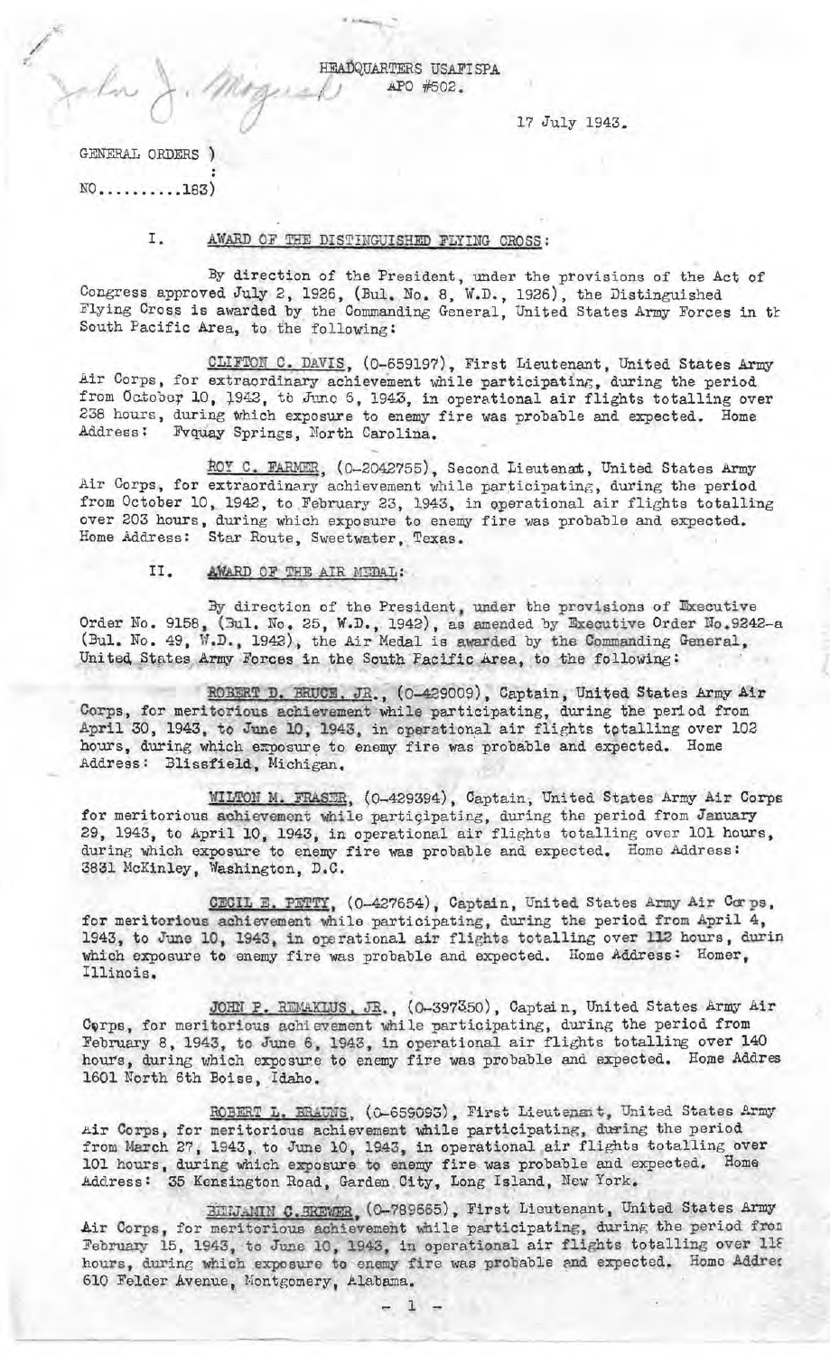John J. Magrath

HEADQUARTERS USAFISPA
APO #502.

17 July 1943.

GENERAL ORDERS )
:
NO..........183)

I. AWARD OF THE DISTINGUISHED FLYING CROSS:

By direction of the President, under the provisions of the Act of Congress approved July 2, 1926, (Bul. No. 8, W.D., 1926), the Distinguished Flying Cross is awarded by the Commanding General, United States Army Forces in th South Pacific Area, to the following:

CLIFTON C. DAVIS, (O-659197), First Lieutenant, United States Army Air Corps, for extraordinary achievement while participating, during the period from October 10, 1942, to June 6, 1943, in operational air flights totalling over 238 hours, during which exposure to enemy fire was probable and expected. Home Address: Fvquay Springs, North Carolina.

ROY C. FARMER, (O-2042755), Second Lieutenant, United States Army Air Corps, for extraordinary achievement while participating, during the period from October 10, 1942, to February 23, 1943, in operational air flights totalling over 203 hours, during which exposure to enemy fire was probable and expected. Home Address: Star Route, Sweetwater, Texas.

II. AWARD OF THE AIR MEDAL:

By direction of the President, under the provisions of Executive Order No. 9158, (Bul. No. 25, W.D., 1942), as amended by Executive Order No.9242-a (Bul. No. 49, W.D., 1942), the Air Medal is awarded by the Commanding General, United States Army Forces in the South Pacific Area, to the following:

ROBERT D. BRUCE, JR., (O-429009), Captain, United States Army Air Corps, for meritorious achievement while participating, during the period from April 30, 1943, to June 10, 1943, in operational air flights totalling over 102 hours, during which exposure to enemy fire was probable and expected. Home Address: Blissfield, Michigan.

MILTON M. FRASER, (O-429394), Captain, United States Army Air Corps for meritorious achievement while participating, during the period from January 29, 1943, to April 10, 1943, in operational air flights totalling over 101 hours, during which exposure to enemy fire was probable and expected. Home Address: 3831 McKinley, Washington, D.C.

CECIL E. PETTY, (O-427654), Captain, United States Army Air Corps, for meritorious achievement while participating, during the period from April 4, 1943, to June 10, 1943, in operational air flights totalling over 112 hours, durin which exposure to enemy fire was probable and expected. Home Address: Homer, Illinois.

JOHN P. REMAKLUS, JR., (O-397350), Captain, United States Army Air Corps, for meritorious achievement while participating, during the period from February 8, 1943, to June 6, 1943, in operational air flights totalling over 140 hours, during which exposure to enemy fire was probable and expected. Home Addres 1601 North 6th Boise, Idaho.

ROBERT L. BRAUNS, (O-659093), First Lieutenant, United States Army Air Corps, for meritorious achievement while participating, during the period from March 27, 1943, to June 10, 1943, in operational air flights totalling over 101 hours, during which exposure to enemy fire was probable and expected. Home Address: 35 Kensington Road, Garden City, Long Island, New York.

BENJAMIN C. BREWER, (O-789665), First Lieutenant, United States Army Air Corps, for meritorious achievement while participating, during the period from February 15, 1943, to June 10, 1943, in operational air flights totalling over 118 hours, during which exposure to enemy fire was probable and expected. Home Addres 610 Felder Avenue, Montgomery, Alabama.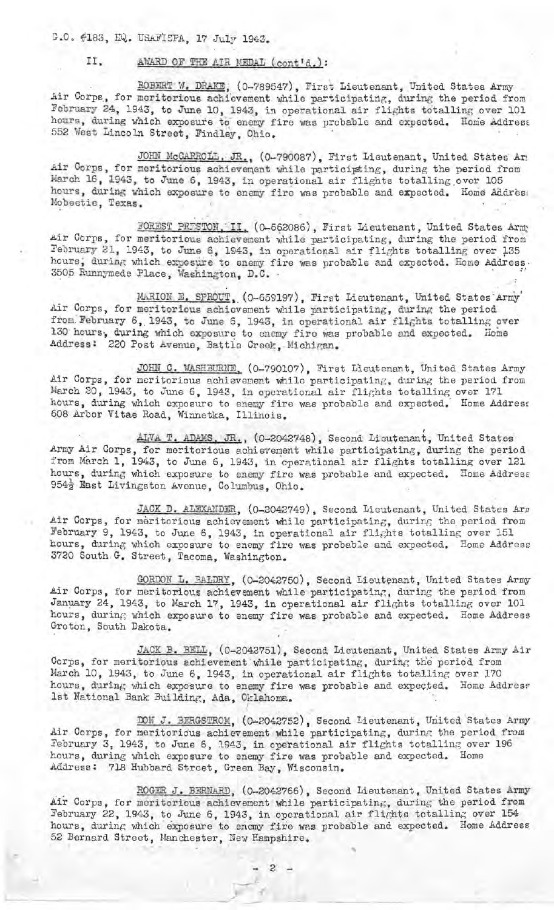G.O. #183, HQ. USAFISPA, 17 July 1943.

II. AWARD OF THE AIR MEDAL (cont'd.):

ROBERT W. DRAKE, (O-789547), First Lieutenant, United States Army Air Corps, for meritorious achievement while participating, during the period from February 24, 1943, to June 10, 1943, in operational air flights totalling over 101 hours, during which exposure to enemy fire was probable and expected. Home Address 552 West Lincoln Street, Findley, Ohio.

JOHN McCARROLL, JR., (O-790087), First Lieutenant, United States Army Air Corps, for meritorious achievement while participating, during the period from March 16, 1943, to June 6, 1943, in operational air flights totalling over 105 hours, during which exposure to enemy fire was probable and expected. Home Address Mobeetie, Texas.

FOREST PRESTON, II, (O-662086), First Lieutenant, United States Army Air Corps, for meritorious achievement while participating, during the period from February 21, 1943, to June 6, 1943, in operational air flights totalling over 135 hours, during which exposure to enemy fire was probable and expected. Home Address 3505 Runnymede Place, Washington, D.C.

MARION E. SPROUT, (O-659197), First Lieutenant, United States Army Air Corps, for meritorious achievement while participating, during the period from February 6, 1943, to June 6, 1943, in operational air flights totalling over 130 hours, during which exposure to enemy fire was probable and expected. Home Address: 220 Post Avenue, Battle Creek, Michigan.

JOHN C. WASHBURNE, (O-790107), First Lieutenant, United States Army Air Corps, for meritorious achievement while participating, during the period from March 20, 1943, to June 6, 1943, in operational air flights totalling over 171 hours, during which exposure to enemy fire was probable and expected. Home Address 608 Arbor Vitae Road, Winnetka, Illinois.

ALVA T. ADAMS, JR., (O-2042748), Second Lieutenant, United States Army Air Corps, for meritorious achievement while participating, during the period from March 1, 1943, to June 6, 1943, in operational air flights totalling over 121 hours, during which exposure to enemy fire was probable and expected. Home Address 954½ East Livingston Avenue, Columbus, Ohio.

JACK D. ALEXANDER, (O-2042749), Second Lieutenant, United States Army Air Corps, for meritorious achievement while participating, during the period from February 9, 1943, to June 6, 1943, in operational air flights totalling over 151 hours, during which exposure to enemy fire was probable and expected. Home Address 3720 South G. Street, Tacoma, Washington.

GORDON L. BALDRY, (O-2042750), Second Lieutenant, United States Army Air Corps, for meritorious achievement while participating, during the period from January 24, 1943, to March 17, 1943, in operational air flights totalling over 101 hours, during which exposure to enemy fire was probable and expected. Home Address Groton, South Dakota.

JACK B. BELL, (O-2042751), Second Lieutenant, United States Army Air Corps, for meritorious achievement while participating, during the period from March 10, 1943, to June 6, 1943, in operational air flights totalling over 170 hours, during which exposure to enemy fire was probable and expected. Home Address 1st National Bank Building, Ada, Oklahoma.

DON J. BERGSTROM, (O-2042752), Second Lieutenant, United States Army Air Corps, for meritorious achievement while participating, during the period from February 3, 1943, to June 6, 1943, in operational air flights totalling over 196 hours, during which exposure to enemy fire was probable and expected. Home Address: 718 Hubbard Street, Green Bay, Wisconsin.

ROGER J. BERNARD, (O-2042766), Second Lieutenant, United States Army Air Corps, for meritorious achievement while participating, during the period from February 22, 1943, to June 6, 1943, in operational air flights totalling over 154 hours, during which exposure to enemy fire was probable and expected. Home Address 52 Bernard Street, Manchester, New Hampshire.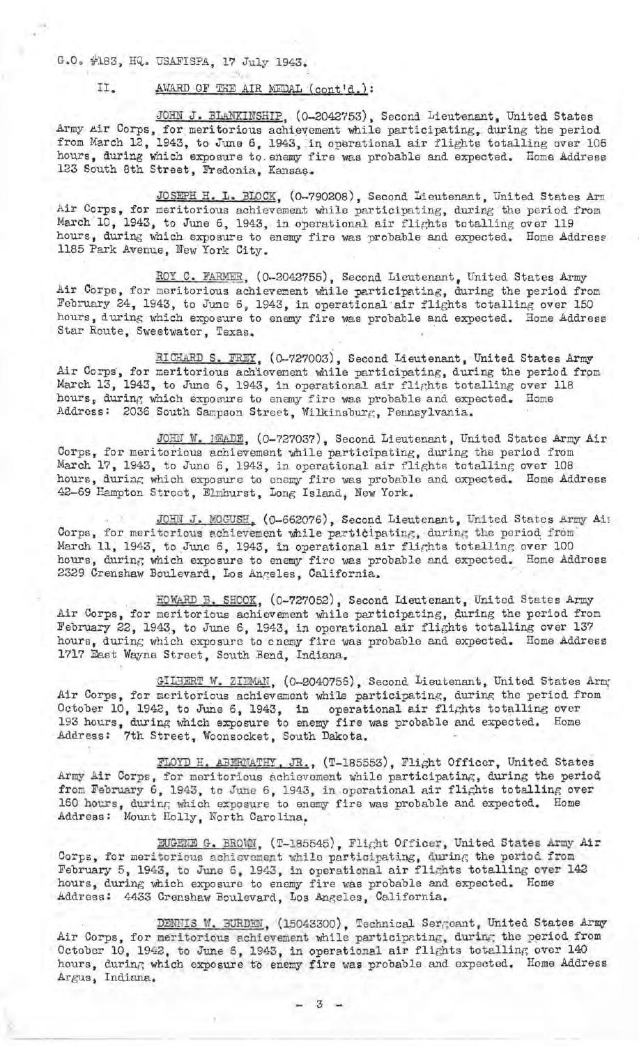G.O. #183, HQ. USAFISPA, 17 July 1943.

II. AWARD OF THE AIR MEDAL (cont'd.):

JOHN J. BLANKINSHIP, (O-2042753), Second Lieutenant, United States Army Air Corps, for meritorious achievement while participating, during the period from March 12, 1943, to June 6, 1943, in operational air flights totalling over 106 hours, during which exposure to enemy fire was probable and expected. Home Address 123 South 8th Street, Fredonia, Kansas.

JOSEPH H. L. BLOCK, (O-790208), Second Lieutenant, United States Army Air Corps, for meritorious achievement while participating, during the period from March 10, 1943, to June 6, 1943, in operational air flights totalling over 119 hours, during which exposure to enemy fire was probable and expected. Home Address 1185 Park Avenue, New York City.

ROY C. FARMER, (O-2042755), Second Lieutenant, United States Army Air Corps, for meritorious achievement while participating, during the period from February 24, 1943, to June 6, 1943, in operational air flights totalling over 150 hours, during which exposure to enemy fire was probable and expected. Home Address Star Route, Sweetwater, Texas.

RICHARD S. FREY, (O-727003), Second Lieutenant, United States Army Air Corps, for meritorious achievement while participating, during the period from March 13, 1943, to June 6, 1943, in operational air flights totalling over 118 hours, during which exposure to enemy fire was probable and expected. Home Address: 2036 South Sampson Street, Wilkinsburg, Pennsylvania.

JOHN W. MEADE, (O-727037), Second Lieutenant, United States Army Air Corps, for meritorious achievement while participating, during the period from March 17, 1943, to June 6, 1943, in operational air flights totalling over 108 hours, during which exposure to enemy fire was probable and expected. Home Address 42-69 Hampton Street, Elmhurst, Long Island, New York.

JOHN J. MOGUSH, (O-662076), Second Lieutenant, United States Army Air Corps, for meritorious achievement while participating, during the period from March 11, 1943, to June 6, 1943, in operational air flights totalling over 100 hours, during which exposure to enemy fire was probable and expected. Home Address 2329 Crenshaw Boulevard, Los Angeles, California.

HOWARD B. SHOOK, (O-727052), Second Lieutenant, United States Army Air Corps, for meritorious achievement while participating, during the period from February 22, 1943, to June 6, 1943, in operational air flights totalling over 137 hours, during which exposure to enemy fire was probable and expected. Home Address 1717 East Wayne Street, South Bend, Indiana.

GILBERT W. ZIEMAN, (O-2040756), Second Lieutenant, United States Army Air Corps, for meritorious achievement while participating, during the period from October 10, 1942, to June 6, 1943, in operational air flights totalling over 193 hours, during which exposure to enemy fire was probable and expected. Home Address: 7th Street, Woonsocket, South Dakota.

FLOYD H. ABERNATHY, JR., (T-185553), Flight Officer, United States Army Air Corps, for meritorious achievement while participating, during the period from February 6, 1943, to June 6, 1943, in operational air flights totalling over 160 hours, during which exposure to enemy fire was probable and expected. Home Address: Mount Holly, North Carolina.

EUGENE G. BROWN, (T-185545), Flight Officer, United States Army Air Corps, for meritorious achievement while participating, during the period from February 5, 1943, to June 6, 1943, in operational air flights totalling over 142 hours, during which exposure to enemy fire was probable and expected. Home Address: 4433 Crenshaw Boulevard, Los Angeles, California.

DENNIS W. BURDEN, (15043300), Technical Sergeant, United States Army Air Corps, for meritorious achievement while participating, during the period from October 10, 1942, to June 6, 1943, in operational air flights totalling over 140 hours, during which exposure to enemy fire was probable and expected. Home Address Argus, Indiana.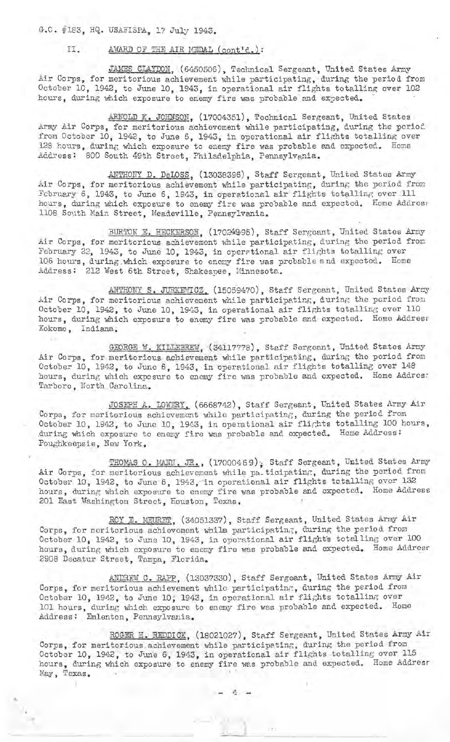G.C. #183, HQ. USAFISPA, 17 July 1943.

II. AWARD OF THE AIR MEDAL (cont'd.):

JAMES CLAYDON, (6450506), Technical Sergeant, United States Army Air Corps, for meritorious achievement while participating, during the period from October 10, 1942, to June 10, 1943, in operational air flights totalling over 102 hours, during which exposure to enemy fire was probable and expected.

ARNOLD K. JOHNSON, (17004351), Technical Sergeant, United States Army Air Corps, for meritorious achievement while participating, during the period from October 10, 1942, to June 6, 1943, in operational air flights totalling over 128 hours, during which exposure to enemy fire was probable and expected. Home Address: 800 South 49th Street, Philadelphia, Pennsylvania.

ANTHONY D. DeLOSS, (13038396), Staff Sergeant, United States Army Air Corps, for meritorious achievement while participating, during the period from February 6, 1943, to June 6, 1943, in operational air flights totalling over 111 hours, during which exposure to enemy fire was probable and expected. Home Address: 1108 South Main Street, Meadeville, Pennsylvania.

BURTON E. HECKERSON, (17024995), Staff Sergeant, United States Army Air Corps, for meritorious achievement while participating, during the period from February 22, 1943, to June 10, 1943, in operational air flights totalling over 106 hours, during which exposure to enemy fire was probable and expected. Home Address: 212 West 6th Street, Shakespee, Minnesota.

ANTHONY S. JURKEWICZ, (15059470), Staff Sergeant, United States Army Air Corps, for meritorious achievement while participating, during the period from October 10, 1942, to June 10, 1943, in operational air flights totalling over 110 hours, during which exposure to enemy fire was probable and expected. Home Address: Kokomo, Indiana.

GEORGE W. KILLEBREW, (34117778), Staff Sergeant, United States Army Air Corps, for meritorious achievement while participating, during the period from October 10, 1942, to June 6, 1943, in operational air flights totalling over 148 hours, during which exposure to enemy fire was probable and expected. Home Address: Tarboro, North Carolina.

JOSEPH A. LOWERY, (6668742), Staff Sergeant, United States Army Air Corps, for meritorious achievement while participating, during the period from October 10, 1942, to June 10, 1943, in operational air flights totalling 100 hours, during which exposure to enemy fire was probable and expected. Home Address: Poughkeepsie, New York.

THOMAS O. MANN, JR., (17000469), Staff Sergeant, United States Army Air Corps, for meritorious achievement while participating, during the period from October 10, 1942, to June 6, 1943, in operational air flights totalling over 132 hours, during which exposure to enemy fire was probable and expected. Home Address 201 East Washington Street, Houston, Texas.

ROY E. MEURET, (34051337), Staff Sergeant, United States Army Air Corps, for meritorious achievement while participating, during the period from October 10, 1942, to June 10, 1943, in operational air flights totalling over 100 hours, during which exposure to enemy fire was probable and expected. Home Address 2908 Decatur Street, Tampa, Florida.

ANDREW C. RAPP, (13037330), Staff Sergeant, United States Army Air Corps, for meritorious achievement while participating, during the period from October 10, 1942, to June 10, 1943, in operational air flights totalling over 101 hours, during which exposure to enemy fire was probable and expected. Home Address: Emlenton, Pennsylvania.

ROGER H. REDDICK, (18021027), Staff Sergeant, United States Army Air Corps, for meritorious achievement while participating, during the period from October 10, 1942, to June 6, 1943, in operational air flights totalling over 115 hours, during which exposure to enemy fire was probable and expected. Home Address May, Texas.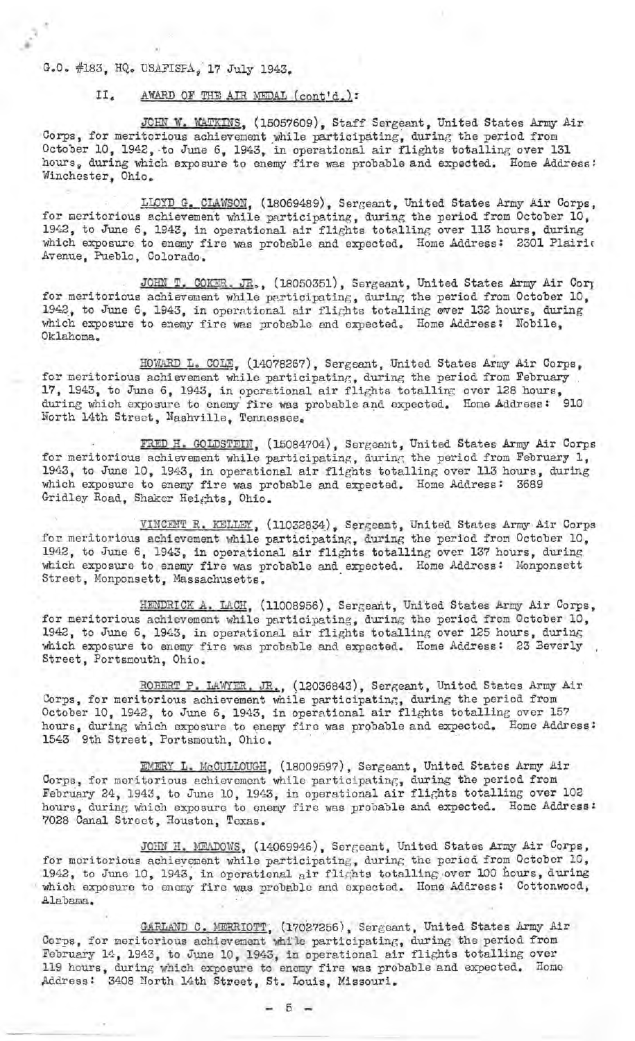G.O. #183, HQ. USAFISPA, 17 July 1943.

II. AWARD OF THE AIR MEDAL (cont'd.):

JOHN W. WATKINS, (15057609), Staff Sergeant, United States Army Air Corps, for meritorious achievement while participating, during the period from October 10, 1942, to June 6, 1943, in operational air flights totalling over 131 hours, during which exposure to enemy fire was probable and expected. Home Address: Winchester, Ohio.

LLOYD G. CLAWSON, (18069489), Sergeant, United States Army Air Corps, for meritorious achievement while participating, during the period from October 10, 1942, to June 6, 1943, in operational air flights totalling over 113 hours, during which exposure to enemy fire was probable and expected. Home Address: 2301 Plairie Avenue, Pueblo, Colorado.

JOHN T. COKER, JR., (18050351), Sergeant, United States Army Air Corp for meritorious achievement while participating, during the period from October 10, 1942, to June 6, 1943, in operational air flights totalling over 132 hours, during which exposure to enemy fire was probable and expected. Home Address: Nobile, Oklahoma.

HOWARD L. COLE, (14078267), Sergeant, United States Army Air Corps, for meritorious achievement while participating, during the period from February 17, 1943, to June 6, 1943, in operational air flights totalling over 128 hours, during which exposure to enemy fire was probable and expected. Home Address: 910 North 14th Street, Nashville, Tennessee.

FRED H. GOLDSTEIN, (15084704), Sergeant, United States Army Air Corps for meritorious achievement while participating, during the period from February 1, 1943, to June 10, 1943, in operational air flights totalling over 113 hours, during which exposure to enemy fire was probable and expected. Home Address: 3689 Gridley Road, Shaker Heights, Ohio.

VINCENT R. KELLEY, (11032834), Sergeant, United States Army Air Corps for meritorious achievement while participating, during the period from October 10, 1942, to June 6, 1943, in operational air flights totalling over 137 hours, during which exposure to enemy fire was probable and expected. Home Address: Monponsett Street, Monponsett, Massachusetts.

HENDRICK A. LACH, (11008956), Sergeant, United States Army Air Corps, for meritorious achievement while participating, during the period from October 10, 1942, to June 6, 1943, in operational air flights totalling over 125 hours, during which exposure to enemy fire was probable and expected. Home Address: 23 Beverly Street, Portsmouth, Ohio.

ROBERT P. LAWYER, JR., (12036843), Sergeant, United States Army Air Corps, for meritorious achievement while participating, during the period from October 10, 1942, to June 6, 1943, in operational air flights totalling over 157 hours, during which exposure to enemy fire was probable and expected. Home Address: 1543 9th Street, Portsmouth, Ohio.

EMERY L. McCULLOUGH, (18009597), Sergeant, United States Army Air Corps, for meritorious achievement while participating, during the period from February 24, 1943, to June 10, 1943, in operational air flights totalling over 102 hours, during which exposure to enemy fire was probable and expected. Home Address: 7028 Canal Street, Houston, Texas.

JOHN H. MEADOWS, (14069946), Sergeant, United States Army Air Corps, for meritorious achievement while participating, during the period from October 10, 1942, to June 10, 1943, in operational air flights totalling over 100 hours, during which exposure to enemy fire was probable and expected. Home Address: Cottonwood, Alabama.

GARLAND C. MERRIOTT, (17027256), Sergeant, United States Army Air Corps, for meritorious achievement while participating, during the period from February 14, 1943, to June 10, 1943, in operational air flights totalling over 119 hours, during which exposure to enemy fire was probable and expected. Home Address: 3408 North 14th Street, St. Louis, Missouri.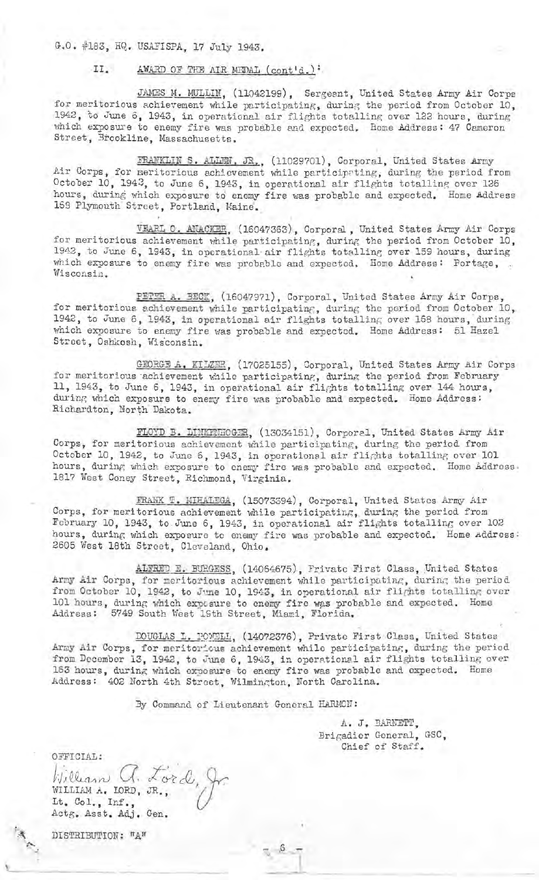G.O. #183, HQ. USAFISPA, 17 July 1943.

II. AWARD OF THE AIR MEDAL (cont'd.):

JAMES M. MULLIN, (11042199), Sergeant, United States Army Air Corps for meritorious achievement while participating, during the period from October 10, 1942, to June 6, 1943, in operational air flights totalling over 122 hours, during which exposure to enemy fire was probable and expected. Home Address: 47 Cameron Street, Brookline, Massachusetts.

FRANKLIN S. ALLEN, JR., (11029701), Corporal, United States Army Air Corps, for meritorious achievement while participating, during the period from October 10, 1942, to June 6, 1943, in operational air flights totalling over 126 hours, during which exposure to enemy fire was probable and expected. Home Address 168 Plymouth Street, Portland, Maine.

VEARL O. ANACKER, (16047363), Corporal, United States Army Air Corps for meritorious achievement while participating, during the period from October 10, 1942, to June 6, 1943, in operational air flights totalling over 159 hours, during which exposure to enemy fire was probable and expected. Home Address: Portage, Wisconsin.

PETER A. BECK, (16047971), Corporal, United States Army Air Corps, for meritorious achievement while participating, during the period from October 10, 1942, to June 6, 1943, in operational air flights totalling over 168 hours, during which exposure to enemy fire was probable and expected. Home Address: 51 Hazel Street, Oshkosh, Wisconsin.

GEORGE A. KILZER, (17025155), Corporal, United States Army Air Corps for meritorious achievement while participating, during the period from February 11, 1943, to June 6, 1943, in operational air flights totalling over 144 hours, during which exposure to enemy fire was probable and expected. Home Address: Richardton, North Dakota.

FLOYD B. LINKENHOGER, (13034151), Corporal, United States Army Air Corps, for meritorious achievement while participating, during the period from October 10, 1942, to June 6, 1943, in operational air flights totalling over 101 hours, during which exposure to enemy fire was probable and expected. Home Address. 1817 West Coney Street, Richmond, Virginia.

FRANK T. MIHALEGA, (15073394), Corporal, United States Army Air Corps, for meritorious achievement while participating, during the period from February 10, 1943, to June 6, 1943, in operational air flights totalling over 102 hours, during which exposure to enemy fire was probable and expected. Home Address: 2605 West 18th Street, Cleveland, Ohio.

ALFRED E. BURGESS, (14064675), Private First Class, United States Army Air Corps, for meritorious achievement while participating, during the period from October 10, 1942, to June 10, 1943, in operational air flights totalling over 101 hours, during which exposure to enemy fire was probable and expected. Home Address: 5749 South West 19th Street, Miami, Florida.

DOUGLAS L. POWELL, (14072376), Private First Class, United States Army Air Corps, for meritorious achievement while participating, during the period from December 13, 1942, to June 6, 1943, in operational air flights totalling over 163 hours, during which exposure to enemy fire was probable and expected. Home Address: 402 North 4th Street, Wilmington, North Carolina.

By Command of Lieutenant General HARMON:

A. J. BARNETT,
Brigadier General, GSC,
Chief of Staff.

OFFICIAL:

William A. Lord, Jr.
WILLIAM A. LORD, JR.,
Lt. Col., Inf.,
Actg. Asst. Adj. Gen.

DISTRIBUTION: "A"